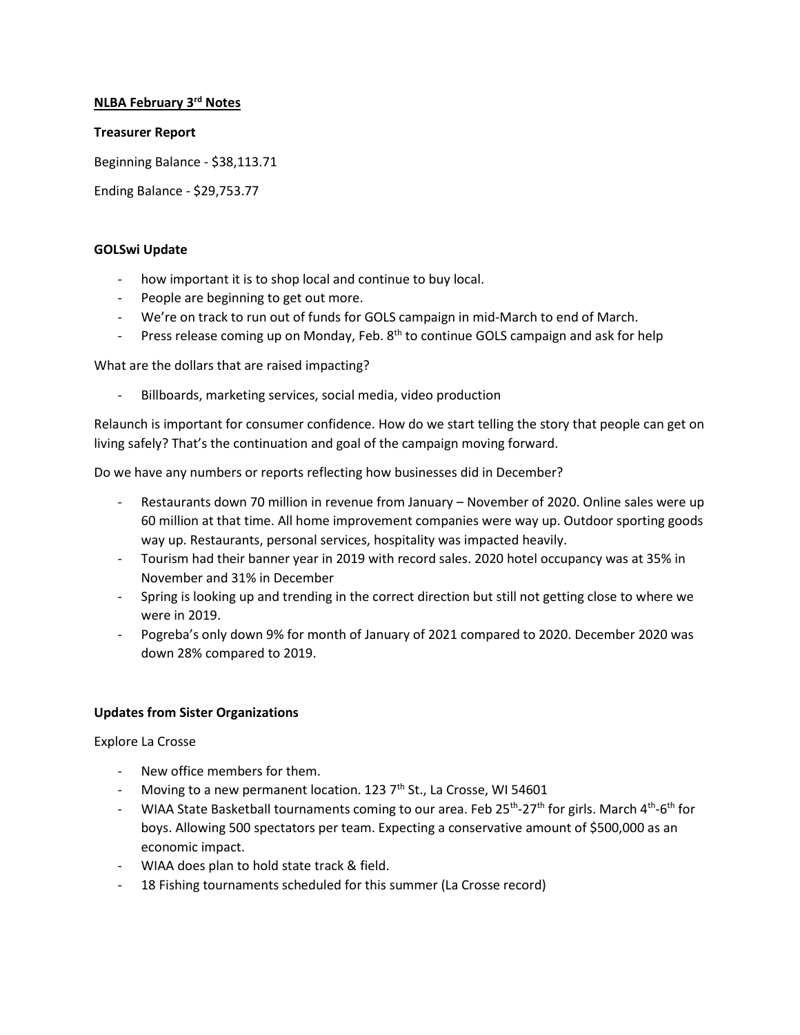**NLBA February 3rd Notes**

**Treasurer Report**

Beginning Balance - $38,113.71

Ending Balance - $29,753.77

**GOLSwi Update**

- how important it is to shop local and continue to buy local.
- People are beginning to get out more.
- We're on track to run out of funds for GOLS campaign in mid-March to end of March.
- Press release coming up on Monday, Feb. 8th to continue GOLS campaign and ask for help

What are the dollars that are raised impacting?

- Billboards, marketing services, social media, video production

Relaunch is important for consumer confidence. How do we start telling the story that people can get on living safely? That's the continuation and goal of the campaign moving forward.

Do we have any numbers or reports reflecting how businesses did in December?

- Restaurants down 70 million in revenue from January – November of 2020. Online sales were up 60 million at that time. All home improvement companies were way up. Outdoor sporting goods way up. Restaurants, personal services, hospitality was impacted heavily.
- Tourism had their banner year in 2019 with record sales. 2020 hotel occupancy was at 35% in November and 31% in December
- Spring is looking up and trending in the correct direction but still not getting close to where we were in 2019.
- Pogreba's only down 9% for month of January of 2021 compared to 2020. December 2020 was down 28% compared to 2019.

**Updates from Sister Organizations**

Explore La Crosse

- New office members for them.
- Moving to a new permanent location. 123 7th St., La Crosse, WI 54601
- WIAA State Basketball tournaments coming to our area. Feb 25th-27th for girls. March 4th-6th for boys. Allowing 500 spectators per team. Expecting a conservative amount of $500,000 as an economic impact.
- WIAA does plan to hold state track & field.
- 18 Fishing tournaments scheduled for this summer (La Crosse record)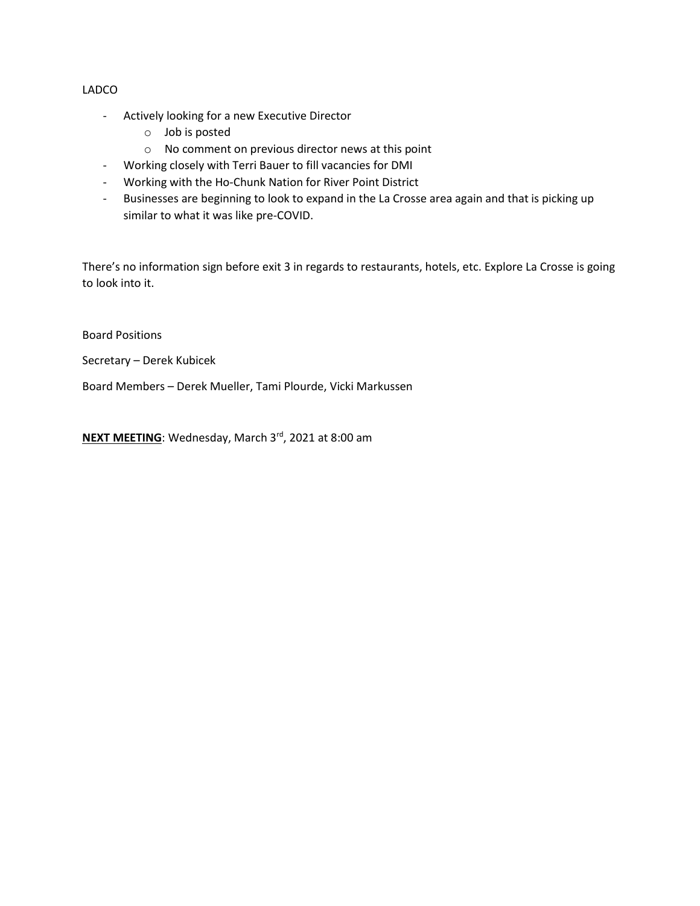LADCO

- Actively looking for a new Executive Director
    - Job is posted
    - No comment on previous director news at this point
- Working closely with Terri Bauer to fill vacancies for DMI
- Working with the Ho-Chunk Nation for River Point District
- Businesses are beginning to look to expand in the La Crosse area again and that is picking up similar to what it was like pre-COVID.

There's no information sign before exit 3 in regards to restaurants, hotels, etc. Explore La Crosse is going to look into it.

Board Positions

Secretary – Derek Kubicek

Board Members – Derek Mueller, Tami Plourde, Vicki Markussen

**NEXT MEETING**: Wednesday, March 3rd, 2021 at 8:00 am